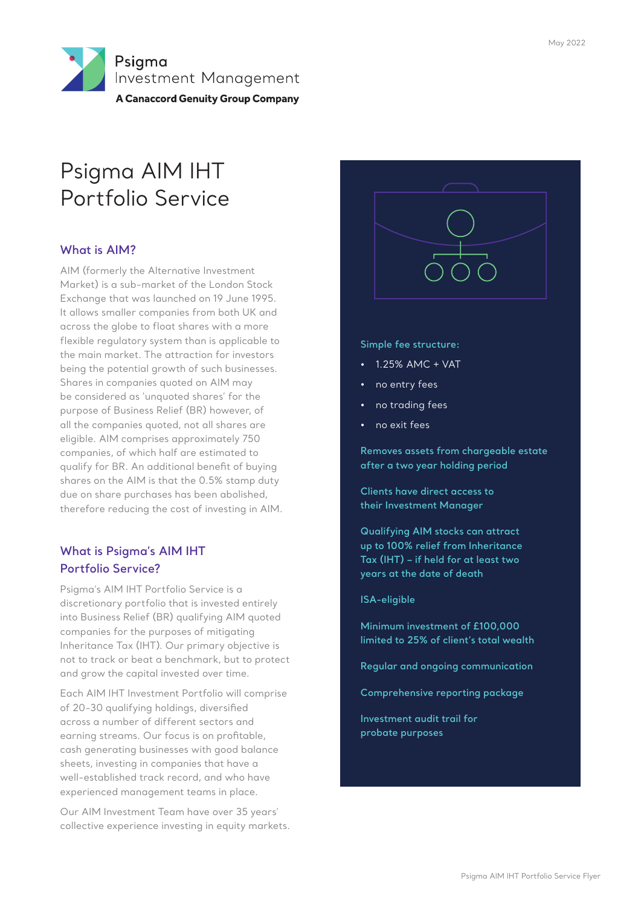May 2022

Psigma Investment Management
**A Canaccord Genuity Group Company**

# Psigma AIM IHT Portfolio Service

## What is AIM?

AIM (formerly the Alternative Investment Market) is a sub-market of the London Stock Exchange that was launched on 19 June 1995. It allows smaller companies from both UK and across the globe to float shares with a more flexible regulatory system than is applicable to the main market. The attraction for investors being the potential growth of such businesses. Shares in companies quoted on AIM may be considered as 'unquoted shares' for the purpose of Business Relief (BR) however, of all the companies quoted, not all shares are eligible. AIM comprises approximately 750 companies, of which half are estimated to qualify for BR. An additional benefit of buying shares on the AIM is that the 0.5% stamp duty due on share purchases has been abolished, therefore reducing the cost of investing in AIM.

## What is Psigma's AIM IHT Portfolio Service?

Psigma's AIM IHT Portfolio Service is a discretionary portfolio that is invested entirely into Business Relief (BR) qualifying AIM quoted companies for the purposes of mitigating Inheritance Tax (IHT). Our primary objective is not to track or beat a benchmark, but to protect and grow the capital invested over time.

Each AIM IHT Investment Portfolio will comprise of 20-30 qualifying holdings, diversified across a number of different sectors and earning streams. Our focus is on profitable, cash generating businesses with good balance sheets, investing in companies that have a well-established track record, and who have experienced management teams in place.

Our AIM Investment Team have over 35 years' collective experience investing in equity markets.

Simple fee structure:

- 1.25% AMC + VAT
- no entry fees
- no trading fees
- no exit fees

Removes assets from chargeable estate after a two year holding period

Clients have direct access to their Investment Manager

Qualifying AIM stocks can attract up to 100% relief from Inheritance Tax (IHT) – if held for at least two years at the date of death

ISA-eligible

Minimum investment of £100,000 limited to 25% of client's total wealth

Regular and ongoing communication

Comprehensive reporting package

Investment audit trail for probate purposes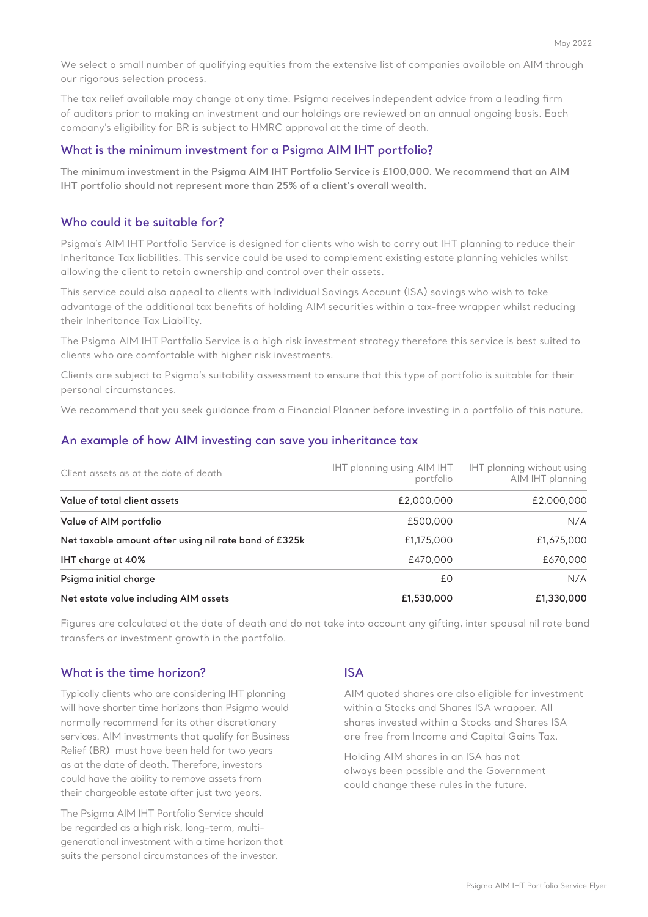We select a small number of qualifying equities from the extensive list of companies available on AIM through our rigorous selection process.

The tax relief available may change at any time. Psigma receives independent advice from a leading firm of auditors prior to making an investment and our holdings are reviewed on an annual ongoing basis. Each company's eligibility for BR is subject to HMRC approval at the time of death.

## What is the minimum investment for a Psigma AIM IHT portfolio?

**The minimum investment in the Psigma AIM IHT Portfolio Service is £100,000. We recommend that an AIM IHT portfolio should not represent more than 25% of a client's overall wealth.**

## Who could it be suitable for?

Psigma's AIM IHT Portfolio Service is designed for clients who wish to carry out IHT planning to reduce their Inheritance Tax liabilities. This service could be used to complement existing estate planning vehicles whilst allowing the client to retain ownership and control over their assets.

This service could also appeal to clients with Individual Savings Account (ISA) savings who wish to take advantage of the additional tax benefits of holding AIM securities within a tax-free wrapper whilst reducing their Inheritance Tax Liability.

The Psigma AIM IHT Portfolio Service is a high risk investment strategy therefore this service is best suited to clients who are comfortable with higher risk investments.

Clients are subject to Psigma's suitability assessment to ensure that this type of portfolio is suitable for their personal circumstances.

We recommend that you seek guidance from a Financial Planner before investing in a portfolio of this nature.

## An example of how AIM investing can save you inheritance tax

| Client assets as at the date of death | IHT planning using AIM IHT portfolio | IHT planning without using AIM IHT planning |
|---|---|---|
| **Value of total client assets** | £2,000,000 | £2,000,000 |
| **Value of AIM portfolio** | £500,000 | N/A |
| **Net taxable amount after using nil rate band of £325k** | £1,175,000 | £1,675,000 |
| **IHT charge at 40%** | £470,000 | £670,000 |
| **Psigma initial charge** | £0 | N/A |
| **Net estate value including AIM assets** | **£1,530,000** | **£1,330,000** |

Figures are calculated at the date of death and do not take into account any gifting, inter spousal nil rate band transfers or investment growth in the portfolio.

## What is the time horizon?

Typically clients who are considering IHT planning will have shorter time horizons than Psigma would normally recommend for its other discretionary services. AIM investments that qualify for Business Relief (BR) must have been held for two years as at the date of death. Therefore, investors could have the ability to remove assets from their chargeable estate after just two years.

The Psigma AIM IHT Portfolio Service should be regarded as a high risk, long-term, multi-generational investment with a time horizon that suits the personal circumstances of the investor.

## ISA

AIM quoted shares are also eligible for investment within a Stocks and Shares ISA wrapper. All shares invested within a Stocks and Shares ISA are free from Income and Capital Gains Tax.

Holding AIM shares in an ISA has not always been possible and the Government could change these rules in the future.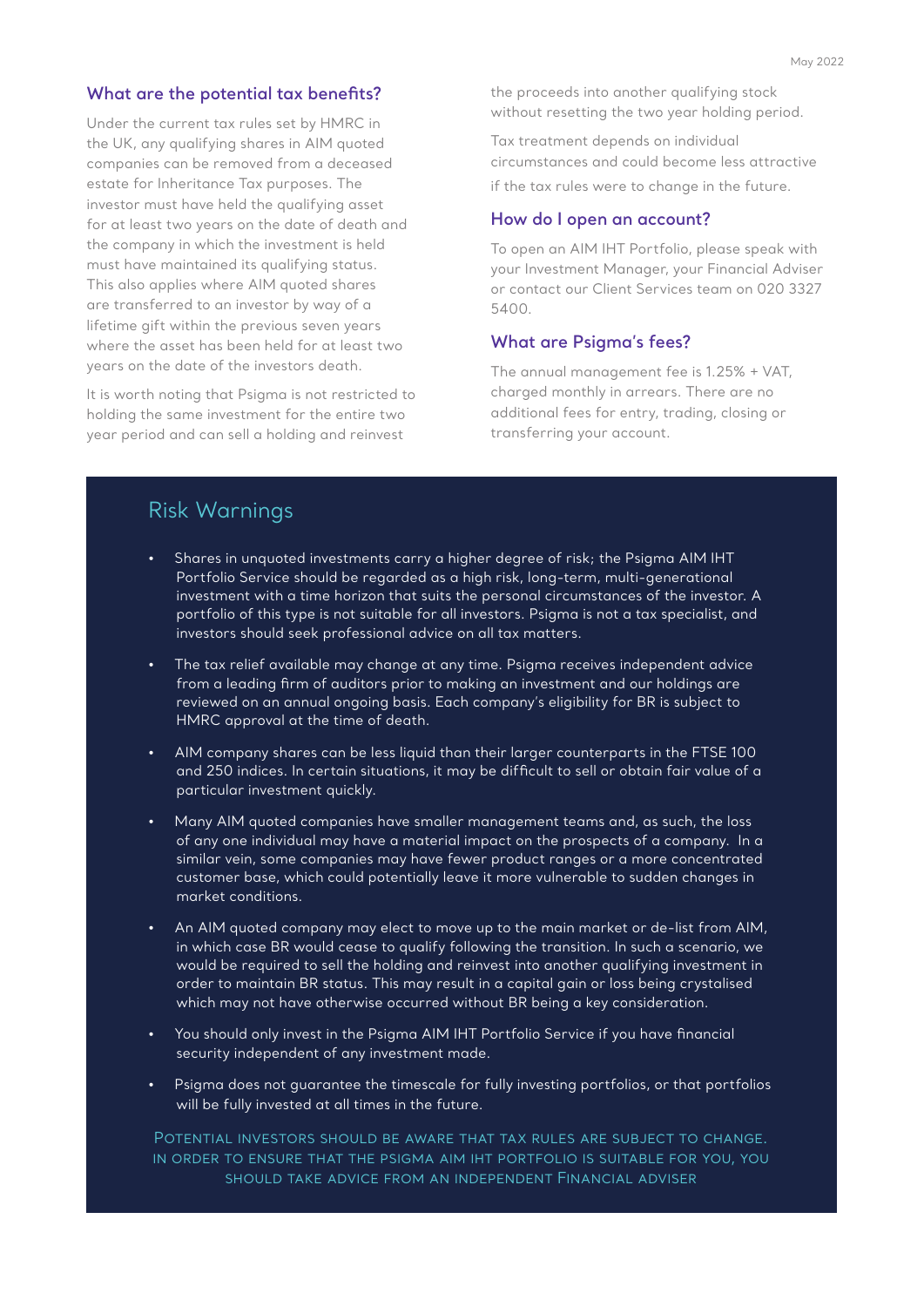## What are the potential tax benefits?

Under the current tax rules set by HMRC in the UK, any qualifying shares in AIM quoted companies can be removed from a deceased estate for Inheritance Tax purposes. The investor must have held the qualifying asset for at least two years on the date of death and the company in which the investment is held must have maintained its qualifying status. This also applies where AIM quoted shares are transferred to an investor by way of a lifetime gift within the previous seven years where the asset has been held for at least two years on the date of the investors death.

It is worth noting that Psigma is not restricted to holding the same investment for the entire two year period and can sell a holding and reinvest the proceeds into another qualifying stock without resetting the two year holding period.

Tax treatment depends on individual circumstances and could become less attractive if the tax rules were to change in the future.

## How do I open an account?

To open an AIM IHT Portfolio, please speak with your Investment Manager, your Financial Adviser or contact our Client Services team on 020 3327 5400.

## What are Psigma's fees?

The annual management fee is 1.25% + VAT, charged monthly in arrears. There are no additional fees for entry, trading, closing or transferring your account.

## Risk Warnings

- Shares in unquoted investments carry a higher degree of risk; the Psigma AIM IHT Portfolio Service should be regarded as a high risk, long-term, multi-generational investment with a time horizon that suits the personal circumstances of the investor. A portfolio of this type is not suitable for all investors. Psigma is not a tax specialist, and investors should seek professional advice on all tax matters.
- The tax relief available may change at any time. Psigma receives independent advice from a leading firm of auditors prior to making an investment and our holdings are reviewed on an annual ongoing basis. Each company's eligibility for BR is subject to HMRC approval at the time of death.
- AIM company shares can be less liquid than their larger counterparts in the FTSE 100 and 250 indices. In certain situations, it may be difficult to sell or obtain fair value of a particular investment quickly.
- Many AIM quoted companies have smaller management teams and, as such, the loss of any one individual may have a material impact on the prospects of a company. In a similar vein, some companies may have fewer product ranges or a more concentrated customer base, which could potentially leave it more vulnerable to sudden changes in market conditions.
- An AIM quoted company may elect to move up to the main market or de-list from AIM, in which case BR would cease to qualify following the transition. In such a scenario, we would be required to sell the holding and reinvest into another qualifying investment in order to maintain BR status. This may result in a capital gain or loss being crystalised which may not have otherwise occurred without BR being a key consideration.
- You should only invest in the Psigma AIM IHT Portfolio Service if you have financial security independent of any investment made.
- Psigma does not guarantee the timescale for fully investing portfolios, or that portfolios will be fully invested at all times in the future.

POTENTIAL INVESTORS SHOULD BE AWARE THAT TAX RULES ARE SUBJECT TO CHANGE. IN ORDER TO ENSURE THAT THE PSIGMA AIM IHT PORTFOLIO IS SUITABLE FOR YOU, YOU SHOULD TAKE ADVICE FROM AN INDEPENDENT FINANCIAL ADVISER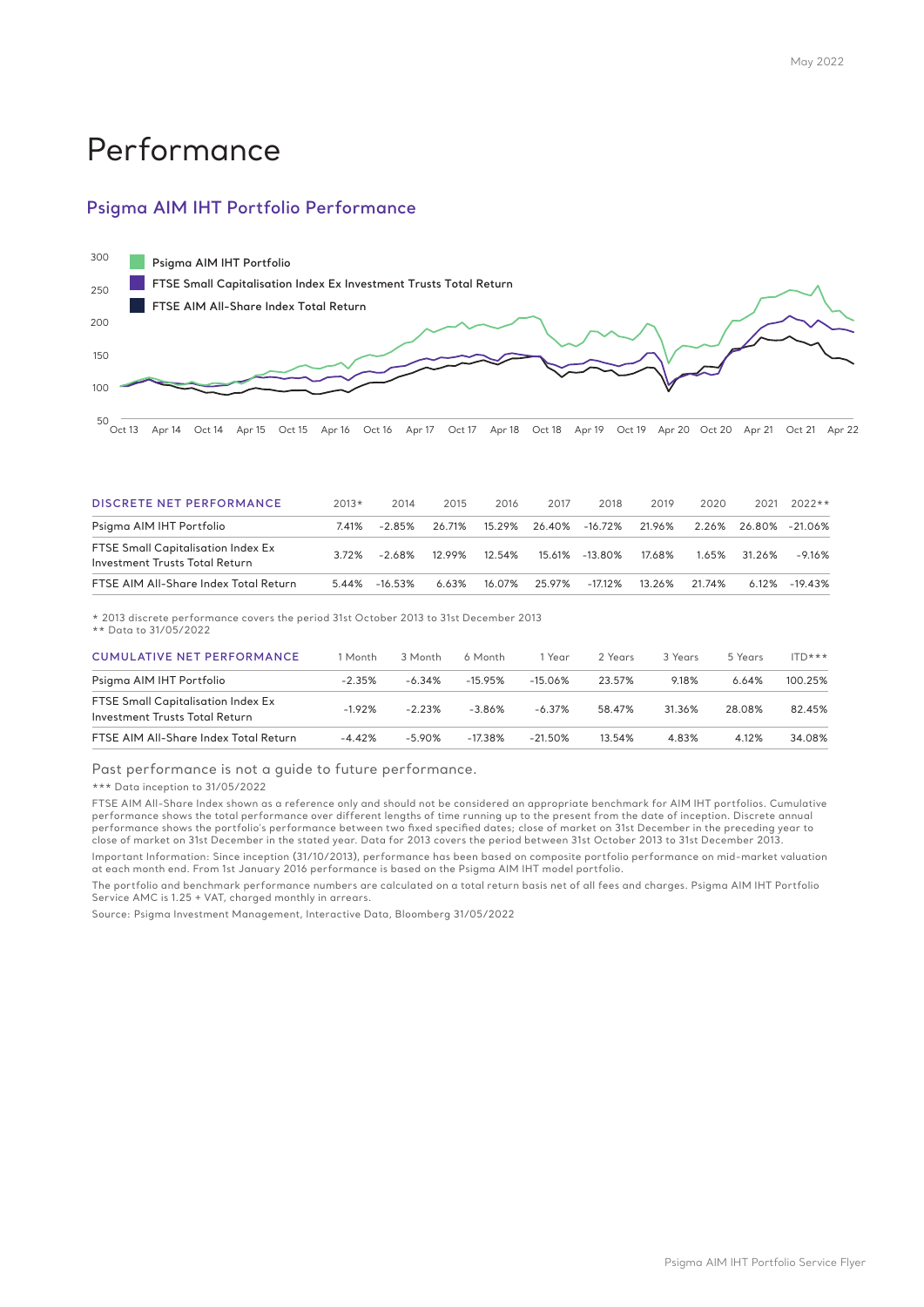# Performance

## Psigma AIM IHT Portfolio Performance

| DISCRETE NET PERFORMANCE | 2013* | 2014 | 2015 | 2016 | 2017 | 2018 | 2019 | 2020 | 2021 | 2022** |
|---|---|---|---|---|---|---|---|---|---|---|
| Psigma AIM IHT Portfolio | 7.41% | -2.85% | 26.71% | 15.29% | 26.40% | -16.72% | 21.96% | 2.26% | 26.80% | -21.06% |
| FTSE Small Capitalisation Index Ex Investment Trusts Total Return | 3.72% | -2.68% | 12.99% | 12.54% | 15.61% | -13.80% | 17.68% | 1.65% | 31.26% | -9.16% |
| FTSE AIM All-Share Index Total Return | 5.44% | -16.53% | 6.63% | 16.07% | 25.97% | -17.12% | 13.26% | 21.74% | 6.12% | -19.43% |

* 2013 discrete performance covers the period 31st October 2013 to 31st December 2013
** Data to 31/05/2022

| CUMULATIVE NET PERFORMANCE | 1 Month | 3 Month | 6 Month | 1 Year | 2 Years | 3 Years | 5 Years | ITD*** |
|---|---|---|---|---|---|---|---|---|
| Psigma AIM IHT Portfolio | -2.35% | -6.34% | -15.95% | -15.06% | 23.57% | 9.18% | 6.64% | 100.25% |
| FTSE Small Capitalisation Index Ex Investment Trusts Total Return | -1.92% | -2.23% | -3.86% | -6.37% | 58.47% | 31.36% | 28.08% | 82.45% |
| FTSE AIM All-Share Index Total Return | -4.42% | -5.90% | -17.38% | -21.50% | 13.54% | 4.83% | 4.12% | 34.08% |

Past performance is not a guide to future performance.

*** Data inception to 31/05/2022

FTSE AIM All-Share Index shown as a reference only and should not be considered an appropriate benchmark for AIM IHT portfolios. Cumulative performance shows the total performance over different lengths of time running up to the present from the date of inception. Discrete annual performance shows the portfolio's performance between two fixed specified dates; close of market on 31st December in the preceding year to close of market on 31st December in the stated year. Data for 2013 covers the period between 31st October 2013 to 31st December 2013.

Important Information: Since inception (31/10/2013), performance has been based on composite portfolio performance on mid-market valuation at each month end. From 1st January 2016 performance is based on the Psigma AIM IHT model portfolio.

The portfolio and benchmark performance numbers are calculated on a total return basis net of all fees and charges. Psigma AIM IHT Portfolio Service AMC is 1.25 + VAT, charged monthly in arrears.

Source: Psigma Investment Management, Interactive Data, Bloomberg 31/05/2022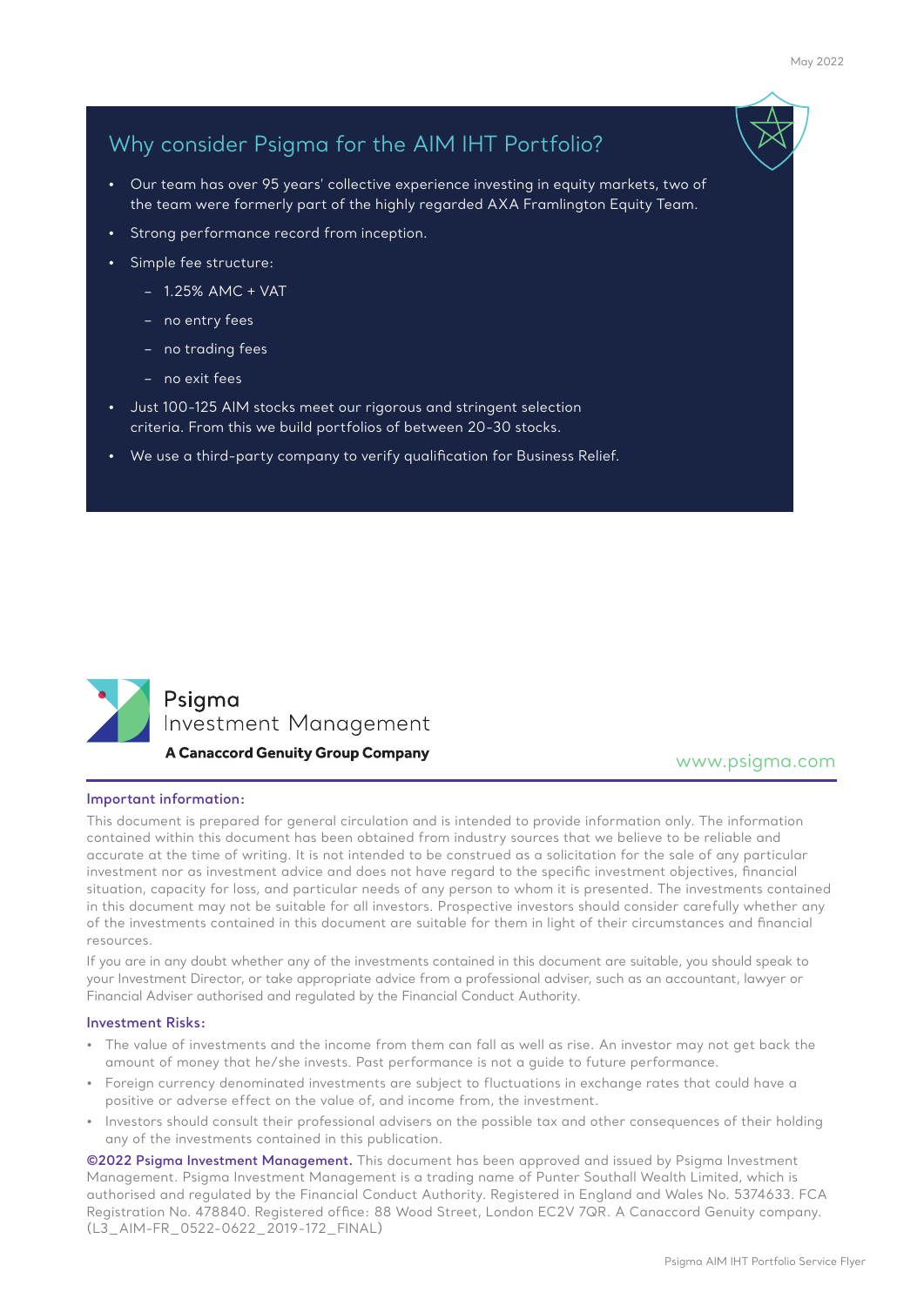## Why consider Psigma for the AIM IHT Portfolio?

- Our team has over 95 years' collective experience investing in equity markets, two of the team were formerly part of the highly regarded AXA Framlington Equity Team.
- Strong performance record from inception.
- Simple fee structure:
  - 1.25% AMC + VAT
  - no entry fees
  - no trading fees
  - no exit fees
- Just 100-125 AIM stocks meet our rigorous and stringent selection criteria. From this we build portfolios of between 20-30 stocks.
- We use a third-party company to verify qualification for Business Relief.

Psigma
Investment Management
**A Canaccord Genuity Group Company**

www.psigma.com

### Important information:

This document is prepared for general circulation and is intended to provide information only. The information contained within this document has been obtained from industry sources that we believe to be reliable and accurate at the time of writing. It is not intended to be construed as a solicitation for the sale of any particular investment nor as investment advice and does not have regard to the specific investment objectives, financial situation, capacity for loss, and particular needs of any person to whom it is presented. The investments contained in this document may not be suitable for all investors. Prospective investors should consider carefully whether any of the investments contained in this document are suitable for them in light of their circumstances and financial resources.

If you are in any doubt whether any of the investments contained in this document are suitable, you should speak to your Investment Director, or take appropriate advice from a professional adviser, such as an accountant, lawyer or Financial Adviser authorised and regulated by the Financial Conduct Authority.

### Investment Risks:

- The value of investments and the income from them can fall as well as rise. An investor may not get back the amount of money that he/she invests. Past performance is not a guide to future performance.
- Foreign currency denominated investments are subject to fluctuations in exchange rates that could have a positive or adverse effect on the value of, and income from, the investment.
- Investors should consult their professional advisers on the possible tax and other consequences of their holding any of the investments contained in this publication.

**©2022 Psigma Investment Management.** This document has been approved and issued by Psigma Investment Management. Psigma Investment Management is a trading name of Punter Southall Wealth Limited, which is authorised and regulated by the Financial Conduct Authority. Registered in England and Wales No. 5374633. FCA Registration No. 478840. Registered office: 88 Wood Street, London EC2V 7QR. A Canaccord Genuity company. (L3_AIM-FR_0522-0622_2019-172_FINAL)